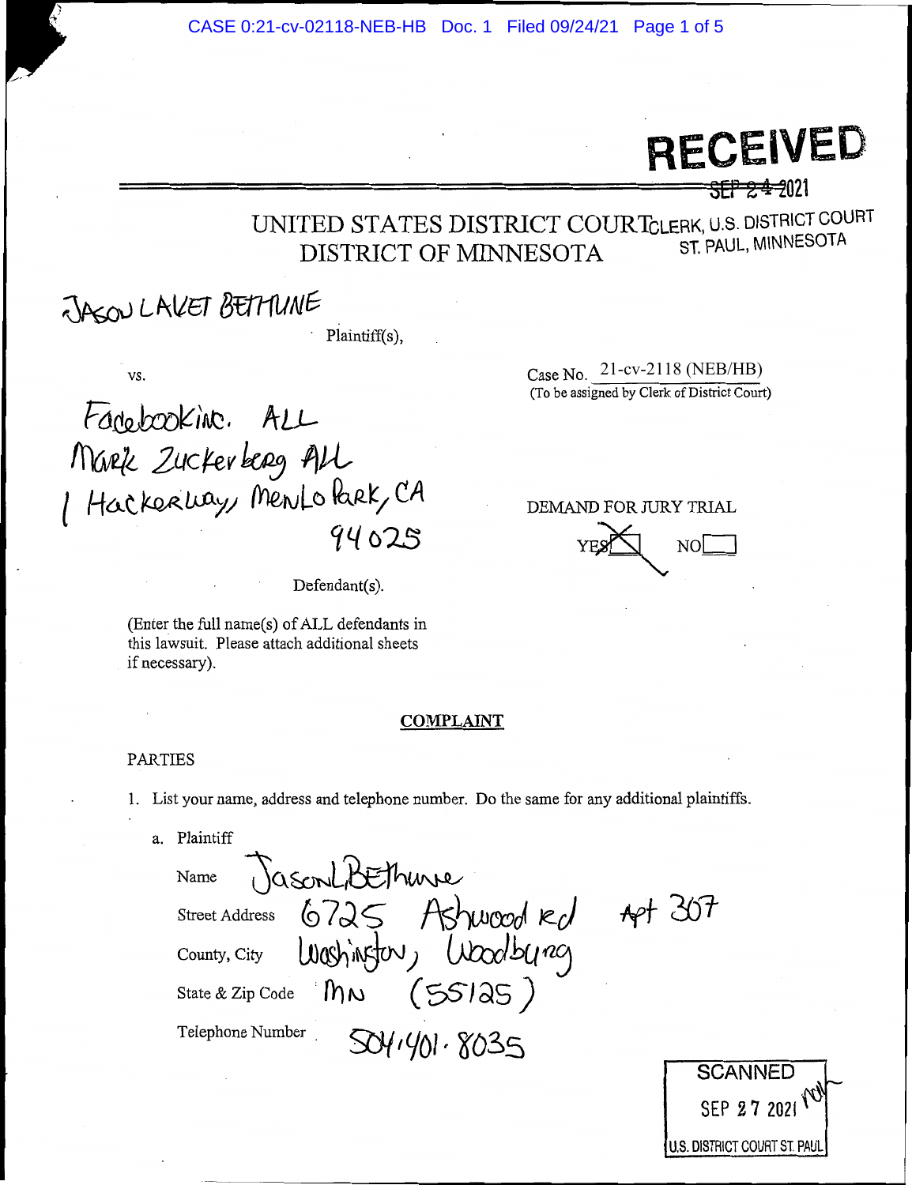RECEIVED

SEP 24 2021

# UNITED STATES DISTRICT COURT
## DISTRICT OF MINNESOTA

CLERK, U.S. DISTRICT COURT
ST. PAUL, MINNESOTA

JASON LAVET BETHUNE

Plaintiff(s),

vs.

Case No. 21-cv-2118 (NEB/HB)
(To be assigned by Clerk of District Court)

Facebook inc. ALL
Mark Zuckerberg ALL
1 Hackerway, Menlo Park, CA
94025

Defendant(s).

DEMAND FOR JURY TRIAL

YES [X] NO [ ]

(Enter the full name(s) of ALL defendants in this lawsuit. Please attach additional sheets if necessary).

**COMPLAINT**

PARTIES

1. List your name, address and telephone number. Do the same for any additional plaintiffs.

   a. Plaintiff

      Name Jason L Bethune

      Street Address 6725 Ashwood rd Apt 307

      County, City Washington, Woodbury

      State & Zip Code MN (55125)

      Telephone Number 504-401-8035

SCANNED
SEP 27 2021
U.S. DISTRICT COURT ST. PAUL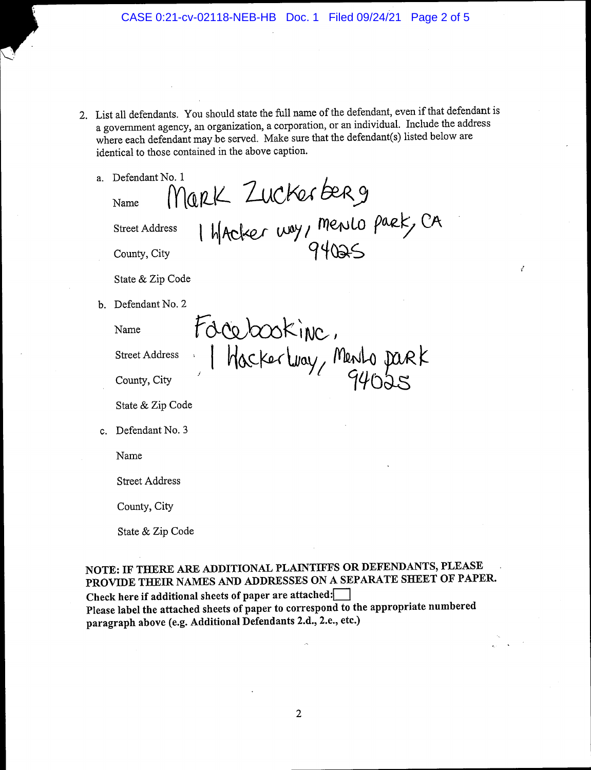2. List all defendants. You should state the full name of the defendant, even if that defendant is a government agency, an organization, a corporation, or an individual. Include the address where each defendant may be served. Make sure that the defendant(s) listed below are identical to those contained in the above caption.

   a. Defendant No. 1

      Name Mark Zuckerberg

      Street Address 1 Hacker way, menlo park, CA

      County, City 94025

      State & Zip Code

   b. Defendant No. 2

      Name Facebook inc.

      Street Address 1 Hacker way, Menlo park

      County, City 94025

      State & Zip Code

   c. Defendant No. 3

      Name

      Street Address

      County, City

      State & Zip Code

**NOTE: IF THERE ARE ADDITIONAL PLAINTIFFS OR DEFENDANTS, PLEASE PROVIDE THEIR NAMES AND ADDRESSES ON A SEPARATE SHEET OF PAPER.**
**Check here if additional sheets of paper are attached:** ☐
**Please label the attached sheets of paper to correspond to the appropriate numbered paragraph above (e.g. Additional Defendants 2.d., 2.e., etc.)**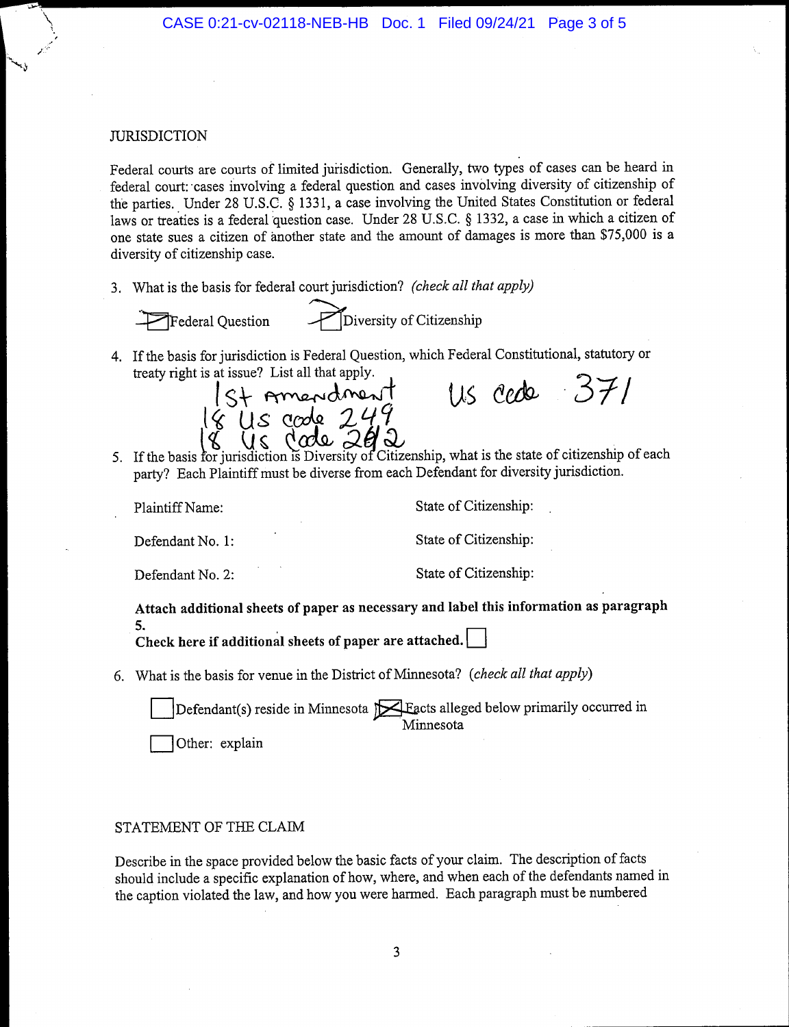JURISDICTION

Federal courts are courts of limited jurisdiction. Generally, two types of cases can be heard in federal court: cases involving a federal question and cases involving diversity of citizenship of the parties. Under 28 U.S.C. § 1331, a case involving the United States Constitution or federal laws or treaties is a federal question case. Under 28 U.S.C. § 1332, a case in which a citizen of one state sues a citizen of another state and the amount of damages is more than $75,000 is a diversity of citizenship case.

3. What is the basis for federal court jurisdiction? *(check all that apply)*

   ☒ Federal Question   ☒ Diversity of Citizenship

4. If the basis for jurisdiction is Federal Question, which Federal Constitutional, statutory or treaty right is at issue? List all that apply.

   1st amendment
   18 US code 249
   18 US code 242
   US code 371

5. If the basis for jurisdiction is Diversity of Citizenship, what is the state of citizenship of each party? Each Plaintiff must be diverse from each Defendant for diversity jurisdiction.

   Plaintiff Name: State of Citizenship:

   Defendant No. 1: State of Citizenship:

   Defendant No. 2: State of Citizenship:

   **Attach additional sheets of paper as necessary and label this information as paragraph 5.**
   **Check here if additional sheets of paper are attached.** ☐

6. What is the basis for venue in the District of Minnesota? *(check all that apply)*

   ☐ Defendant(s) reside in Minnesota ☒ Facts alleged below primarily occurred in Minnesota

   ☐ Other: explain

STATEMENT OF THE CLAIM

Describe in the space provided below the basic facts of your claim. The description of facts should include a specific explanation of how, where, and when each of the defendants named in the caption violated the law, and how you were harmed. Each paragraph must be numbered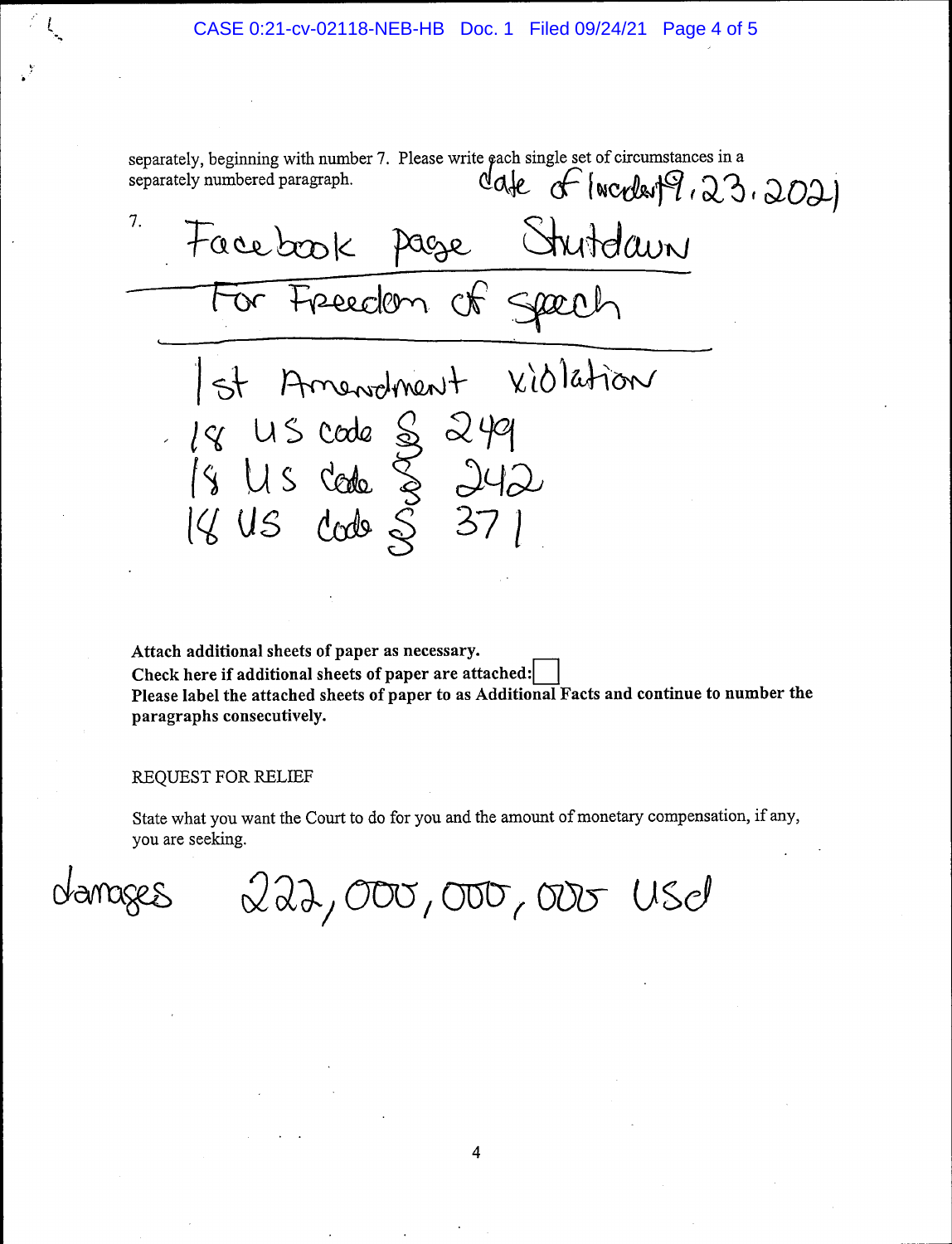separately, beginning with number 7. Please write each single set of circumstances in a separately numbered paragraph.

date of Incident 9.23.2021

7. Facebook page Shutdown

For Freedom of speech

1st Amendment violation
18 US code § 249
18 US code § 242
18 US code § 371

**Attach additional sheets of paper as necessary.**
**Check here if additional sheets of paper are attached:** ☐
**Please label the attached sheets of paper to as Additional Facts and continue to number the paragraphs consecutively.**

REQUEST FOR RELIEF

State what you want the Court to do for you and the amount of monetary compensation, if any, you are seeking.

damages 222,000,000,000 USd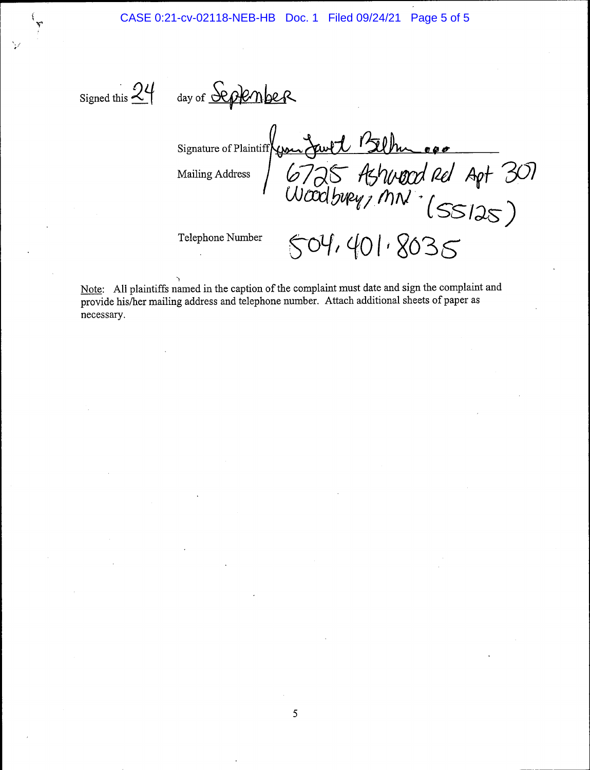Signed this 24 day of September

Signature of Plaintiff _[signature]_

Mailing Address 6725 Ashwood Rd Apt 307
Woodbury, MN (55125)

Telephone Number 504.401.8035

Note: All plaintiffs named in the caption of the complaint must date and sign the complaint and provide his/her mailing address and telephone number. Attach additional sheets of paper as necessary.